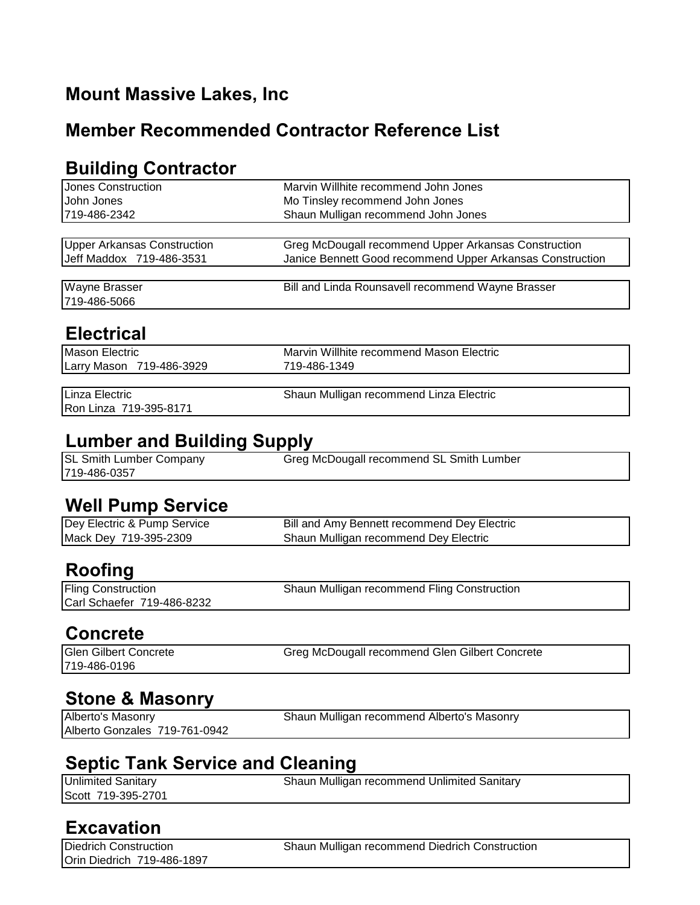# Mount Massive Lakes, Inc

## Member Recommended Contractor Reference List

### Building Contractor

| | |
|---|---|
| Jones Construction | Marvin Willhite recommend John Jones |
| John Jones | Mo Tinsley recommend John Jones |
| 719-486-2342 | Shaun Mulligan recommend John Jones |

| | |
|---|---|
| Upper Arkansas Construction | Greg McDougall recommend Upper Arkansas Construction |
| Jeff Maddox 719-486-3531 | Janice Bennett Good recommend Upper Arkansas Construction |

| | |
|---|---|
| Wayne Brasser | Bill and Linda Rounsavell recommend Wayne Brasser |
| 719-486-5066 | |

### Electrical

| | |
|---|---|
| Mason Electric | Marvin Willhite recommend Mason Electric |
| Larry Mason 719-486-3929 | 719-486-1349 |

| | |
|---|---|
| Linza Electric | Shaun Mulligan recommend Linza Electric |
| Ron Linza 719-395-8171 | |

### Lumber and Building Supply

| | |
|---|---|
| SL Smith Lumber Company | Greg McDougall recommend SL Smith Lumber |
| 719-486-0357 | |

### Well Pump Service

| | |
|---|---|
| Dey Electric & Pump Service | Bill and Amy Bennett recommend Dey Electric |
| Mack Dey 719-395-2309 | Shaun Mulligan recommend Dey Electric |

### Roofing

| | |
|---|---|
| Fling Construction | Shaun Mulligan recommend Fling Construction |
| Carl Schaefer 719-486-8232 | |

### Concrete

| | |
|---|---|
| Glen Gilbert Concrete | Greg McDougall recommend Glen Gilbert Concrete |
| 719-486-0196 | |

### Stone & Masonry

| | |
|---|---|
| Alberto's Masonry | Shaun Mulligan recommend Alberto's Masonry |
| Alberto Gonzales 719-761-0942 | |

### Septic Tank Service and Cleaning

| | |
|---|---|
| Unlimited Sanitary | Shaun Mulligan recommend Unlimited Sanitary |
| Scott 719-395-2701 | |

### Excavation

| | |
|---|---|
| Diedrich Construction | Shaun Mulligan recommend Diedrich Construction |
| Orin Diedrich 719-486-1897 | |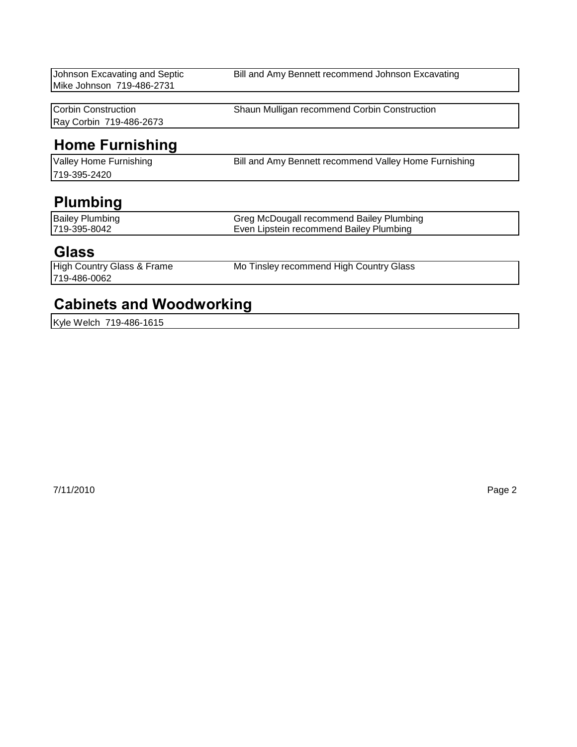| | |
|---|---|
| Johnson Excavating and Septic<br>Mike Johnson 719-486-2731 | Bill and Amy Bennett recommend Johnson Excavating |

| | |
|---|---|
| Corbin Construction<br>Ray Corbin 719-486-2673 | Shaun Mulligan recommend Corbin Construction |

## Home Furnishing

| | |
|---|---|
| Valley Home Furnishing<br>719-395-2420 | Bill and Amy Bennett recommend Valley Home Furnishing |

## Plumbing

| | |
|---|---|
| Bailey Plumbing<br>719-395-8042 | Greg McDougall recommend Bailey Plumbing<br>Even Lipstein recommend Bailey Plumbing |

## Glass

| | |
|---|---|
| High Country Glass & Frame<br>719-486-0062 | Mo Tinsley recommend High Country Glass |

## Cabinets and Woodworking

Kyle Welch 719-486-1615

7/11/2010